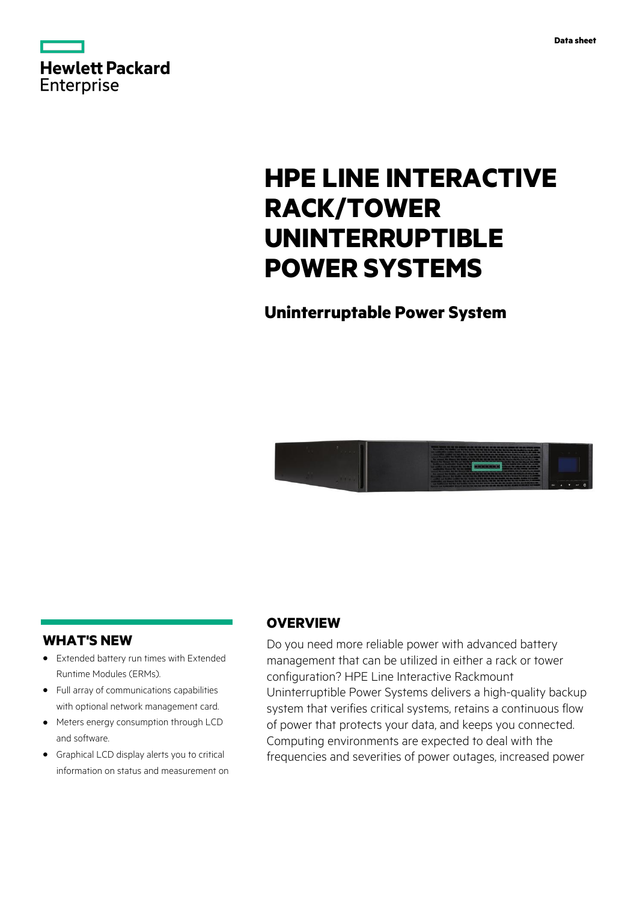Data sheet

# HPE LINE INTERACTIVE RACK/TOWER UNINTERRUPTIBLE POWER SYSTEMS

## Uninterruptable Power System

## WHAT'S NEW

- Extended battery run times with Extended Runtime Modules (ERMs).
- Full array of communications capabilities with optional network management card.
- Meters energy consumption through LCD and software.
- Graphical LCD display alerts you to critical information on status and measurement on

## OVERVIEW

Do you need more reliable power with advanced battery management that can be utilized in either a rack or tower configuration? HPE Line Interactive Rackmount Uninterruptible Power Systems delivers a high-quality backup system that verifies critical systems, retains a continuous flow of power that protects your data, and keeps you connected. Computing environments are expected to deal with the frequencies and severities of power outages, increased power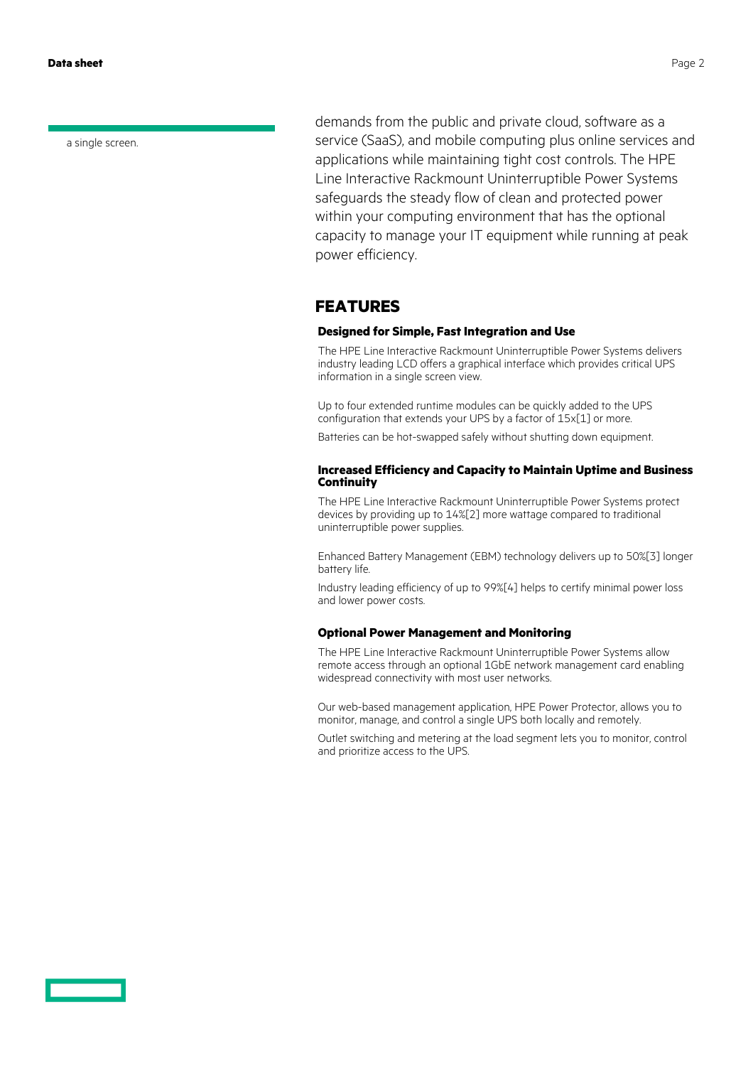a single screen.

demands from the public and private cloud, software as a service (SaaS), and mobile computing plus online services and applications while maintaining tight cost controls. The HPE Line Interactive Rackmount Uninterruptible Power Systems safeguards the steady flow of clean and protected power within your computing environment that has the optional capacity to manage your IT equipment while running at peak power efficiency.

## FEATURES

### Designed for Simple, Fast Integration and Use

The HPE Line Interactive Rackmount Uninterruptible Power Systems delivers industry leading LCD offers a graphical interface which provides critical UPS information in a single screen view.

Up to four extended runtime modules can be quickly added to the UPS configuration that extends your UPS by a factor of 15x[1] or more.

Batteries can be hot-swapped safely without shutting down equipment.

### Increased Efficiency and Capacity to Maintain Uptime and Business Continuity

The HPE Line Interactive Rackmount Uninterruptible Power Systems protect devices by providing up to 14%[2] more wattage compared to traditional uninterruptible power supplies.

Enhanced Battery Management (EBM) technology delivers up to 50%[3] longer battery life.

Industry leading efficiency of up to 99%[4] helps to certify minimal power loss and lower power costs.

### Optional Power Management and Monitoring

The HPE Line Interactive Rackmount Uninterruptible Power Systems allow remote access through an optional 1GbE network management card enabling widespread connectivity with most user networks.

Our web-based management application, HPE Power Protector, allows you to monitor, manage, and control a single UPS both locally and remotely.

Outlet switching and metering at the load segment lets you to monitor, control and prioritize access to the UPS.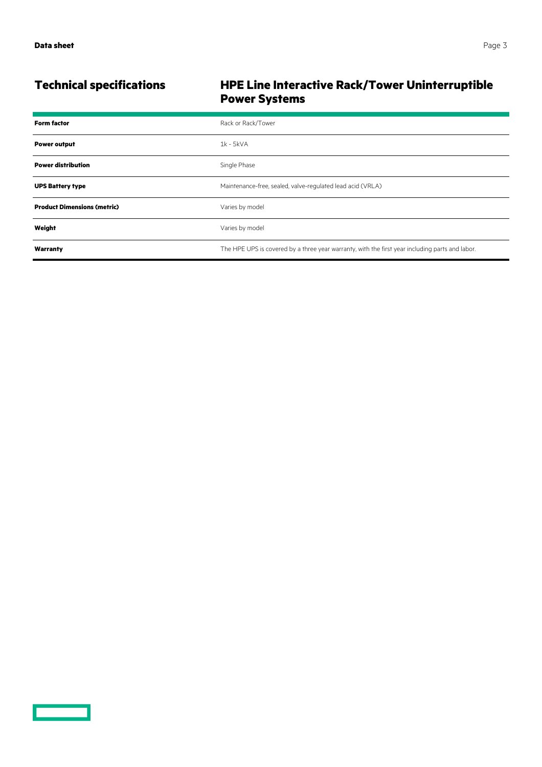## Technical specifications

### HPE Line Interactive Rack/Tower Uninterruptible Power Systems

| | |
|---|---|
| **Form factor** | Rack or Rack/Tower |
| **Power output** | 1k - 5kVA |
| **Power distribution** | Single Phase |
| **UPS Battery type** | Maintenance-free, sealed, valve-regulated lead acid (VRLA) |
| **Product Dimensions (metric)** | Varies by model |
| **Weight** | Varies by model |
| **Warranty** | The HPE UPS is covered by a three year warranty, with the first year including parts and labor. |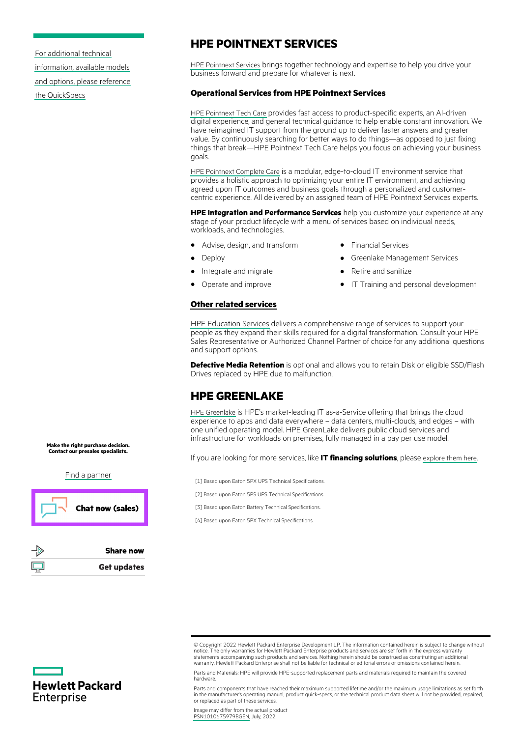For additional technical information, available models and options, please reference the QuickSpecs

## HPE POINTNEXT SERVICES

HPE Pointnext Services brings together technology and expertise to help you drive your business forward and prepare for whatever is next.

### Operational Services from HPE Pointnext Services

HPE Pointnext Tech Care provides fast access to product-specific experts, an AI-driven digital experience, and general technical guidance to help enable constant innovation. We have reimagined IT support from the ground up to deliver faster answers and greater value. By continuously searching for better ways to do things—as opposed to just fixing things that break—HPE Pointnext Tech Care helps you focus on achieving your business goals.

HPE Pointnext Complete Care is a modular, edge-to-cloud IT environment service that provides a holistic approach to optimizing your entire IT environment, and achieving agreed upon IT outcomes and business goals through a personalized and customer-centric experience. All delivered by an assigned team of HPE Pointnext Services experts.

**HPE Integration and Performance Services** help you customize your experience at any stage of your product lifecycle with a menu of services based on individual needs, workloads, and technologies.

- Advise, design, and transform
- Deploy
- Integrate and migrate
- Operate and improve
- Financial Services
- Greenlake Management Services
- Retire and sanitize
- IT Training and personal development

### Other related services

HPE Education Services delivers a comprehensive range of services to support your people as they expand their skills required for a digital transformation. Consult your HPE Sales Representative or Authorized Channel Partner of choice for any additional questions and support options.

**Defective Media Retention** is optional and allows you to retain Disk or eligible SSD/Flash Drives replaced by HPE due to malfunction.

## HPE GREENLAKE

HPE Greenlake is HPE's market-leading IT as-a-Service offering that brings the cloud experience to apps and data everywhere – data centers, multi-clouds, and edges – with one unified operating model. HPE GreenLake delivers public cloud services and infrastructure for workloads on premises, fully managed in a pay per use model.

If you are looking for more services, like **IT financing solutions**, please explore them here.

[1] Based upon Eaton 5PX UPS Technical Specifications.

[2] Based upon Eaton 5PS UPS Technical Specifications.

[3] Based upon Eaton Battery Technical Specifications.

[4] Based upon Eaton 5PX Technical Specifications.

**Make the right purchase decision. Contact our presales specialists.**

Find a partner

**Chat now (sales)**

**Share now**

**Get updates**

© Copyright 2022 Hewlett Packard Enterprise Development LP. The information contained herein is subject to change without notice. The only warranties for Hewlett Packard Enterprise products and services are set forth in the express warranty statements accompanying such products and services. Nothing herein should be construed as constituting an additional warranty. Hewlett Packard Enterprise shall not be liable for technical or editorial errors or omissions contained herein.

Parts and Materials: HPE will provide HPE-supported replacement parts and materials required to maintain the covered hardware.

Parts and components that have reached their maximum supported lifetime and/or the maximum usage limitations as set forth in the manufacturer's operating manual, product quick-specs, or the technical product data sheet will not be provided, repaired, or replaced as part of these services.

Image may differ from the actual product

PSN1010675979BGEN, July, 2022.